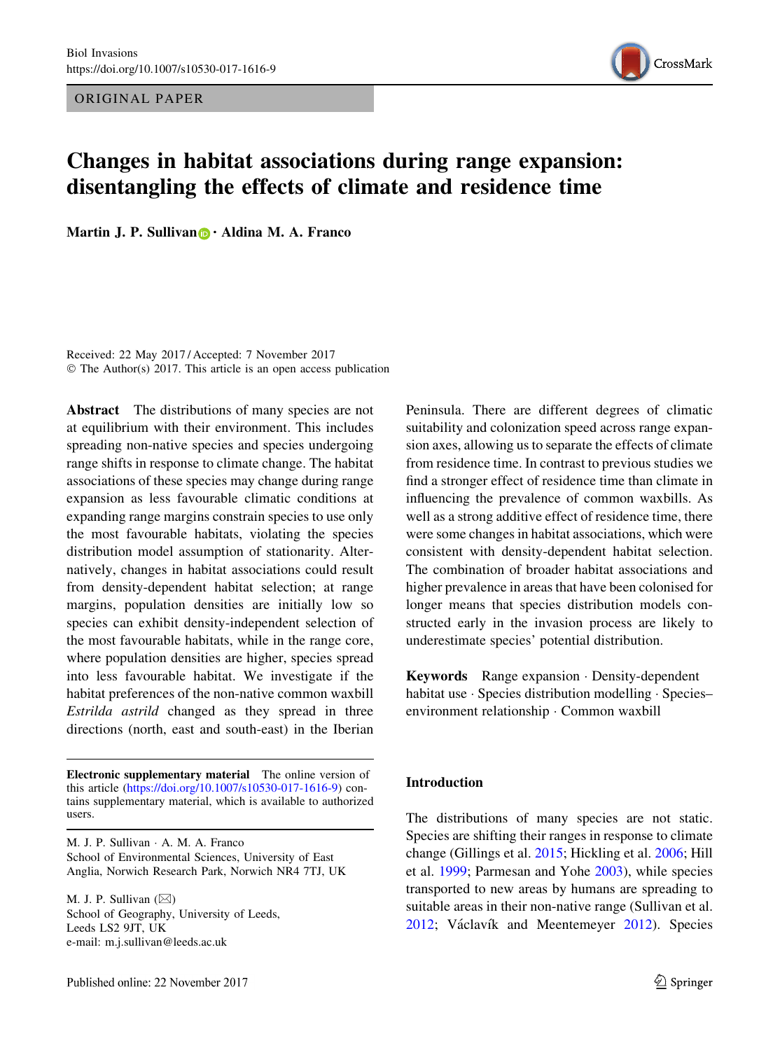ORIGINAL PAPER

# Changes in habitat associations during range expansion: disentangling the effects of climate and residence time

**Martin J. P. Sullivan · Aldina M. A. Franco**

Received: 22 May 2017 / Accepted: 7 November 2017
© The Author(s) 2017. This article is an open access publication

**Abstract** The distributions of many species are not at equilibrium with their environment. This includes spreading non-native species and species undergoing range shifts in response to climate change. The habitat associations of these species may change during range expansion as less favourable climatic conditions at expanding range margins constrain species to use only the most favourable habitats, violating the species distribution model assumption of stationarity. Alternatively, changes in habitat associations could result from density-dependent habitat selection; at range margins, population densities are initially low so species can exhibit density-independent selection of the most favourable habitats, while in the range core, where population densities are higher, species spread into less favourable habitat. We investigate if the habitat preferences of the non-native common waxbill *Estrilda astrild* changed as they spread in three directions (north, east and south-east) in the Iberian Peninsula. There are different degrees of climatic suitability and colonization speed across range expansion axes, allowing us to separate the effects of climate from residence time. In contrast to previous studies we find a stronger effect of residence time than climate in influencing the prevalence of common waxbills. As well as a strong additive effect of residence time, there were some changes in habitat associations, which were consistent with density-dependent habitat selection. The combination of broader habitat associations and higher prevalence in areas that have been colonised for longer means that species distribution models constructed early in the invasion process are likely to underestimate species' potential distribution.

**Keywords** Range expansion · Density-dependent habitat use · Species distribution modelling · Species–environment relationship · Common waxbill

**Electronic supplementary material** The online version of this article (https://doi.org/10.1007/s10530-017-1616-9) contains supplementary material, which is available to authorized users.

M. J. P. Sullivan · A. M. A. Franco
School of Environmental Sciences, University of East Anglia, Norwich Research Park, Norwich NR4 7TJ, UK

M. J. P. Sullivan (✉)
School of Geography, University of Leeds, Leeds LS2 9JT, UK
e-mail: m.j.sullivan@leeds.ac.uk

## Introduction

The distributions of many species are not static. Species are shifting their ranges in response to climate change (Gillings et al. 2015; Hickling et al. 2006; Hill et al. 1999; Parmesan and Yohe 2003), while species transported to new areas by humans are spreading to suitable areas in their non-native range (Sullivan et al. 2012; Václavík and Meentemeyer 2012). Species

Published online: 22 November 2017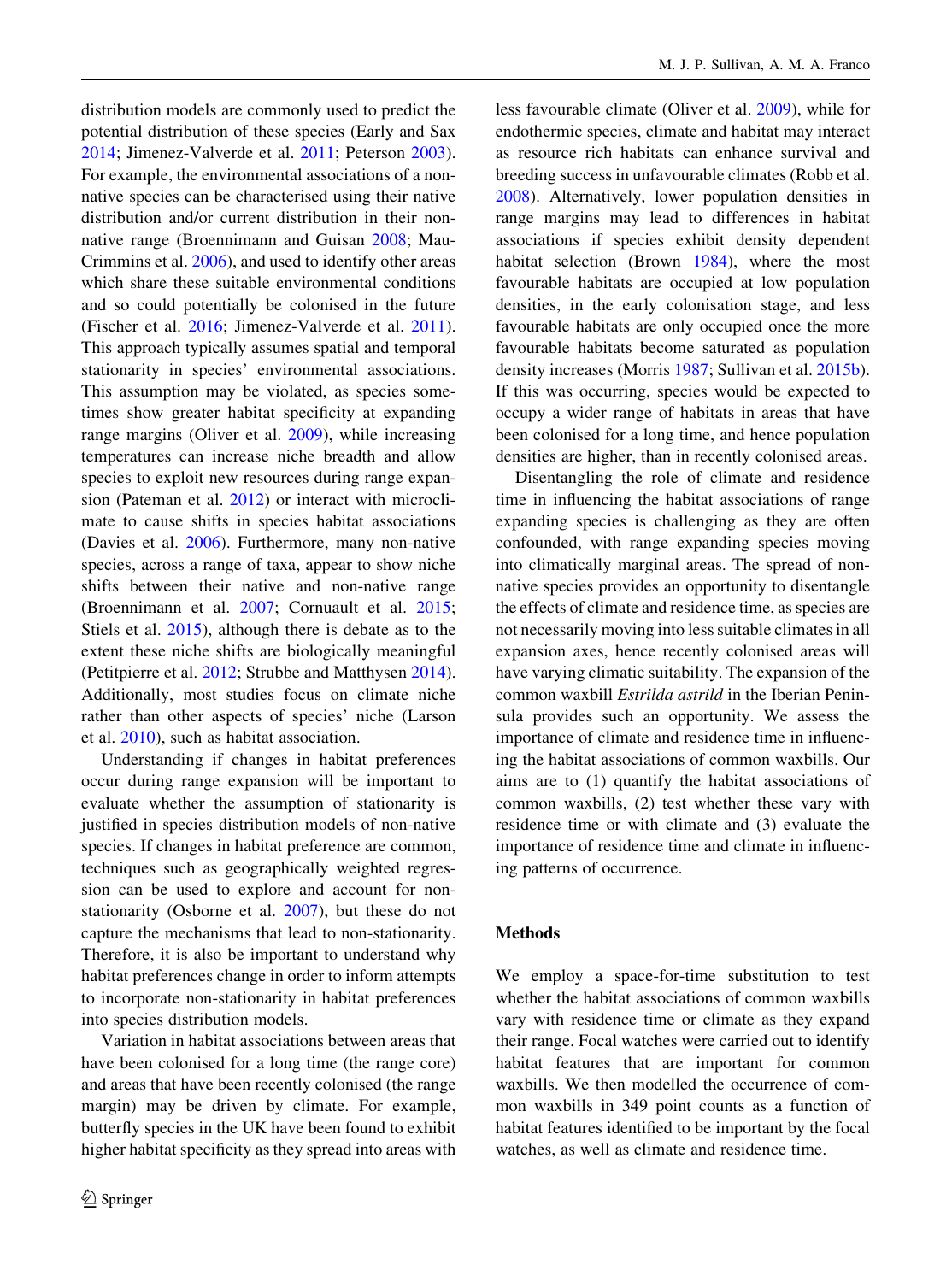distribution models are commonly used to predict the potential distribution of these species (Early and Sax 2014; Jimenez-Valverde et al. 2011; Peterson 2003). For example, the environmental associations of a non-native species can be characterised using their native distribution and/or current distribution in their non-native range (Broennimann and Guisan 2008; Mau-Crimmins et al. 2006), and used to identify other areas which share these suitable environmental conditions and so could potentially be colonised in the future (Fischer et al. 2016; Jimenez-Valverde et al. 2011). This approach typically assumes spatial and temporal stationarity in species' environmental associations. This assumption may be violated, as species sometimes show greater habitat specificity at expanding range margins (Oliver et al. 2009), while increasing temperatures can increase niche breadth and allow species to exploit new resources during range expansion (Pateman et al. 2012) or interact with microclimate to cause shifts in species habitat associations (Davies et al. 2006). Furthermore, many non-native species, across a range of taxa, appear to show niche shifts between their native and non-native range (Broennimann et al. 2007; Cornuault et al. 2015; Stiels et al. 2015), although there is debate as to the extent these niche shifts are biologically meaningful (Petitpierre et al. 2012; Strubbe and Matthysen 2014). Additionally, most studies focus on climate niche rather than other aspects of species' niche (Larson et al. 2010), such as habitat association.

Understanding if changes in habitat preferences occur during range expansion will be important to evaluate whether the assumption of stationarity is justified in species distribution models of non-native species. If changes in habitat preference are common, techniques such as geographically weighted regression can be used to explore and account for non-stationarity (Osborne et al. 2007), but these do not capture the mechanisms that lead to non-stationarity. Therefore, it is also be important to understand why habitat preferences change in order to inform attempts to incorporate non-stationarity in habitat preferences into species distribution models.

Variation in habitat associations between areas that have been colonised for a long time (the range core) and areas that have been recently colonised (the range margin) may be driven by climate. For example, butterfly species in the UK have been found to exhibit higher habitat specificity as they spread into areas with less favourable climate (Oliver et al. 2009), while for endothermic species, climate and habitat may interact as resource rich habitats can enhance survival and breeding success in unfavourable climates (Robb et al. 2008). Alternatively, lower population densities in range margins may lead to differences in habitat associations if species exhibit density dependent habitat selection (Brown 1984), where the most favourable habitats are occupied at low population densities, in the early colonisation stage, and less favourable habitats are only occupied once the more favourable habitats become saturated as population density increases (Morris 1987; Sullivan et al. 2015b). If this was occurring, species would be expected to occupy a wider range of habitats in areas that have been colonised for a long time, and hence population densities are higher, than in recently colonised areas.

Disentangling the role of climate and residence time in influencing the habitat associations of range expanding species is challenging as they are often confounded, with range expanding species moving into climatically marginal areas. The spread of non-native species provides an opportunity to disentangle the effects of climate and residence time, as species are not necessarily moving into less suitable climates in all expansion axes, hence recently colonised areas will have varying climatic suitability. The expansion of the common waxbill *Estrilda astrild* in the Iberian Peninsula provides such an opportunity. We assess the importance of climate and residence time in influencing the habitat associations of common waxbills. Our aims are to (1) quantify the habitat associations of common waxbills, (2) test whether these vary with residence time or with climate and (3) evaluate the importance of residence time and climate in influencing patterns of occurrence.

## Methods

We employ a space-for-time substitution to test whether the habitat associations of common waxbills vary with residence time or climate as they expand their range. Focal watches were carried out to identify habitat features that are important for common waxbills. We then modelled the occurrence of common waxbills in 349 point counts as a function of habitat features identified to be important by the focal watches, as well as climate and residence time.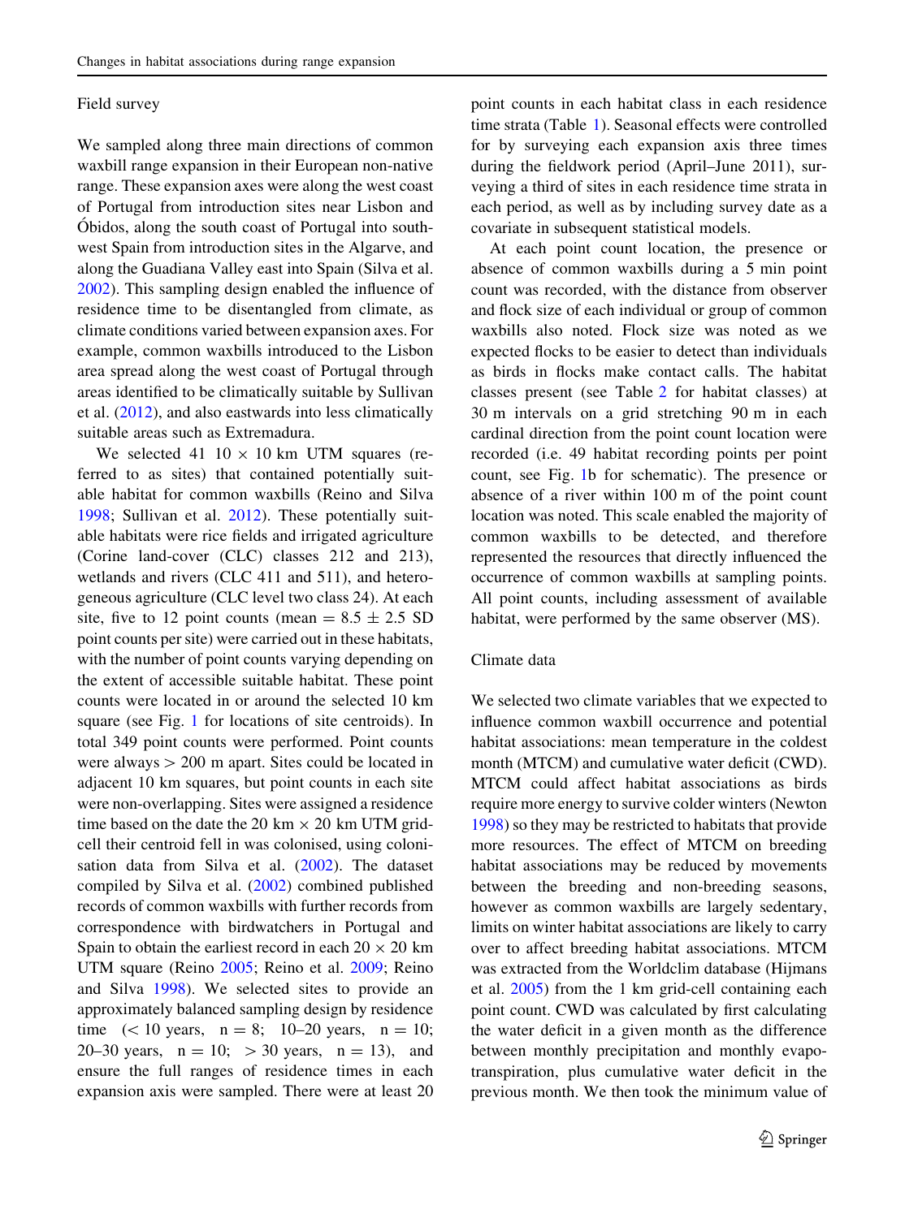## Field survey

We sampled along three main directions of common waxbill range expansion in their European non-native range. These expansion axes were along the west coast of Portugal from introduction sites near Lisbon and Óbidos, along the south coast of Portugal into southwest Spain from introduction sites in the Algarve, and along the Guadiana Valley east into Spain (Silva et al. 2002). This sampling design enabled the influence of residence time to be disentangled from climate, as climate conditions varied between expansion axes. For example, common waxbills introduced to the Lisbon area spread along the west coast of Portugal through areas identified to be climatically suitable by Sullivan et al. (2012), and also eastwards into less climatically suitable areas such as Extremadura.

We selected 41 10 × 10 km UTM squares (referred to as sites) that contained potentially suitable habitat for common waxbills (Reino and Silva 1998; Sullivan et al. 2012). These potentially suitable habitats were rice fields and irrigated agriculture (Corine land-cover (CLC) classes 212 and 213), wetlands and rivers (CLC 411 and 511), and heterogeneous agriculture (CLC level two class 24). At each site, five to 12 point counts (mean = 8.5 ± 2.5 SD point counts per site) were carried out in these habitats, with the number of point counts varying depending on the extent of accessible suitable habitat. These point counts were located in or around the selected 10 km square (see Fig. 1 for locations of site centroids). In total 349 point counts were performed. Point counts were always > 200 m apart. Sites could be located in adjacent 10 km squares, but point counts in each site were non-overlapping. Sites were assigned a residence time based on the date the 20 km × 20 km UTM grid-cell their centroid fell in was colonised, using colonisation data from Silva et al. (2002). The dataset compiled by Silva et al. (2002) combined published records of common waxbills with further records from correspondence with birdwatchers in Portugal and Spain to obtain the earliest record in each 20 × 20 km UTM square (Reino 2005; Reino et al. 2009; Reino and Silva 1998). We selected sites to provide an approximately balanced sampling design by residence time (< 10 years, n = 8; 10–20 years, n = 10; 20–30 years, n = 10; > 30 years, n = 13), and ensure the full ranges of residence times in each expansion axis were sampled. There were at least 20 point counts in each habitat class in each residence time strata (Table 1). Seasonal effects were controlled for by surveying each expansion axis three times during the fieldwork period (April–June 2011), surveying a third of sites in each residence time strata in each period, as well as by including survey date as a covariate in subsequent statistical models.

At each point count location, the presence or absence of common waxbills during a 5 min point count was recorded, with the distance from observer and flock size of each individual or group of common waxbills also noted. Flock size was noted as we expected flocks to be easier to detect than individuals as birds in flocks make contact calls. The habitat classes present (see Table 2 for habitat classes) at 30 m intervals on a grid stretching 90 m in each cardinal direction from the point count location were recorded (i.e. 49 habitat recording points per point count, see Fig. 1b for schematic). The presence or absence of a river within 100 m of the point count location was noted. This scale enabled the majority of common waxbills to be detected, and therefore represented the resources that directly influenced the occurrence of common waxbills at sampling points. All point counts, including assessment of available habitat, were performed by the same observer (MS).

## Climate data

We selected two climate variables that we expected to influence common waxbill occurrence and potential habitat associations: mean temperature in the coldest month (MTCM) and cumulative water deficit (CWD). MTCM could affect habitat associations as birds require more energy to survive colder winters (Newton 1998) so they may be restricted to habitats that provide more resources. The effect of MTCM on breeding habitat associations may be reduced by movements between the breeding and non-breeding seasons, however as common waxbills are largely sedentary, limits on winter habitat associations are likely to carry over to affect breeding habitat associations. MTCM was extracted from the Worldclim database (Hijmans et al. 2005) from the 1 km grid-cell containing each point count. CWD was calculated by first calculating the water deficit in a given month as the difference between monthly precipitation and monthly evapotranspiration, plus cumulative water deficit in the previous month. We then took the minimum value of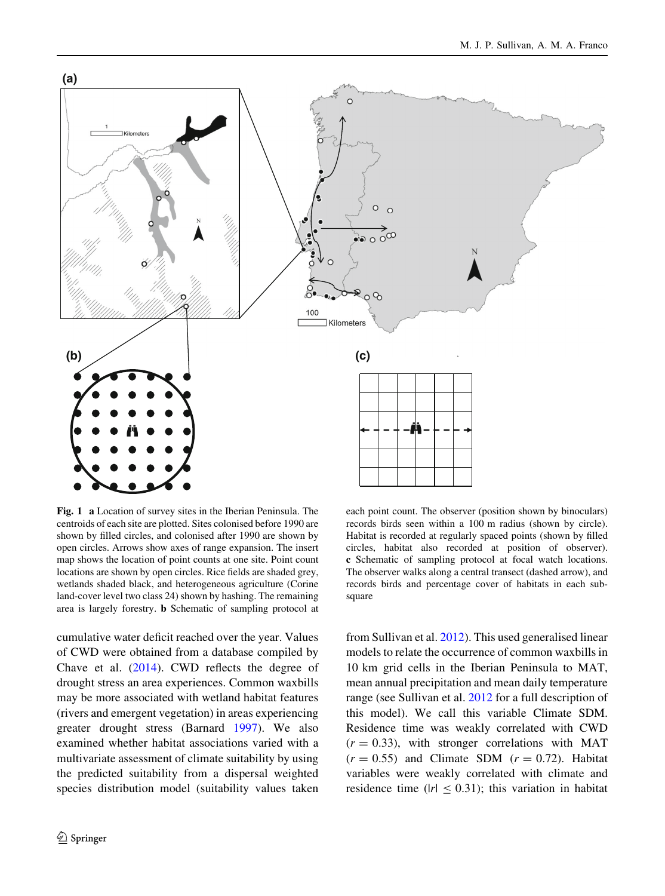**Fig. 1** **a** Location of survey sites in the Iberian Peninsula. The centroids of each site are plotted. Sites colonised before 1990 are shown by filled circles, and colonised after 1990 are shown by open circles. Arrows show axes of range expansion. The insert map shows the location of point counts at one site. Point count locations are shown by open circles. Rice fields are shaded grey, wetlands shaded black, and heterogeneous agriculture (Corine land-cover level two class 24) shown by hashing. The remaining area is largely forestry. **b** Schematic of sampling protocol at each point count. The observer (position shown by binoculars) records birds seen within a 100 m radius (shown by circle). Habitat is recorded at regularly spaced points (shown by filled circles, habitat also recorded at position of observer). **c** Schematic of sampling protocol at focal watch locations. The observer walks along a central transect (dashed arrow), and records birds and percentage cover of habitats in each sub-square

cumulative water deficit reached over the year. Values of CWD were obtained from a database compiled by Chave et al. (2014). CWD reflects the degree of drought stress an area experiences. Common waxbills may be more associated with wetland habitat features (rivers and emergent vegetation) in areas experiencing greater drought stress (Barnard 1997). We also examined whether habitat associations varied with a multivariate assessment of climate suitability by using the predicted suitability from a dispersal weighted species distribution model (suitability values taken from Sullivan et al. 2012). This used generalised linear models to relate the occurrence of common waxbills in 10 km grid cells in the Iberian Peninsula to MAT, mean annual precipitation and mean daily temperature range (see Sullivan et al. 2012 for a full description of this model). We call this variable Climate SDM. Residence time was weakly correlated with CWD ($r = 0.33$), with stronger correlations with MAT ($r = 0.55$) and Climate SDM ($r = 0.72$). Habitat variables were weakly correlated with climate and residence time ($|r| \leq 0.31$); this variation in habitat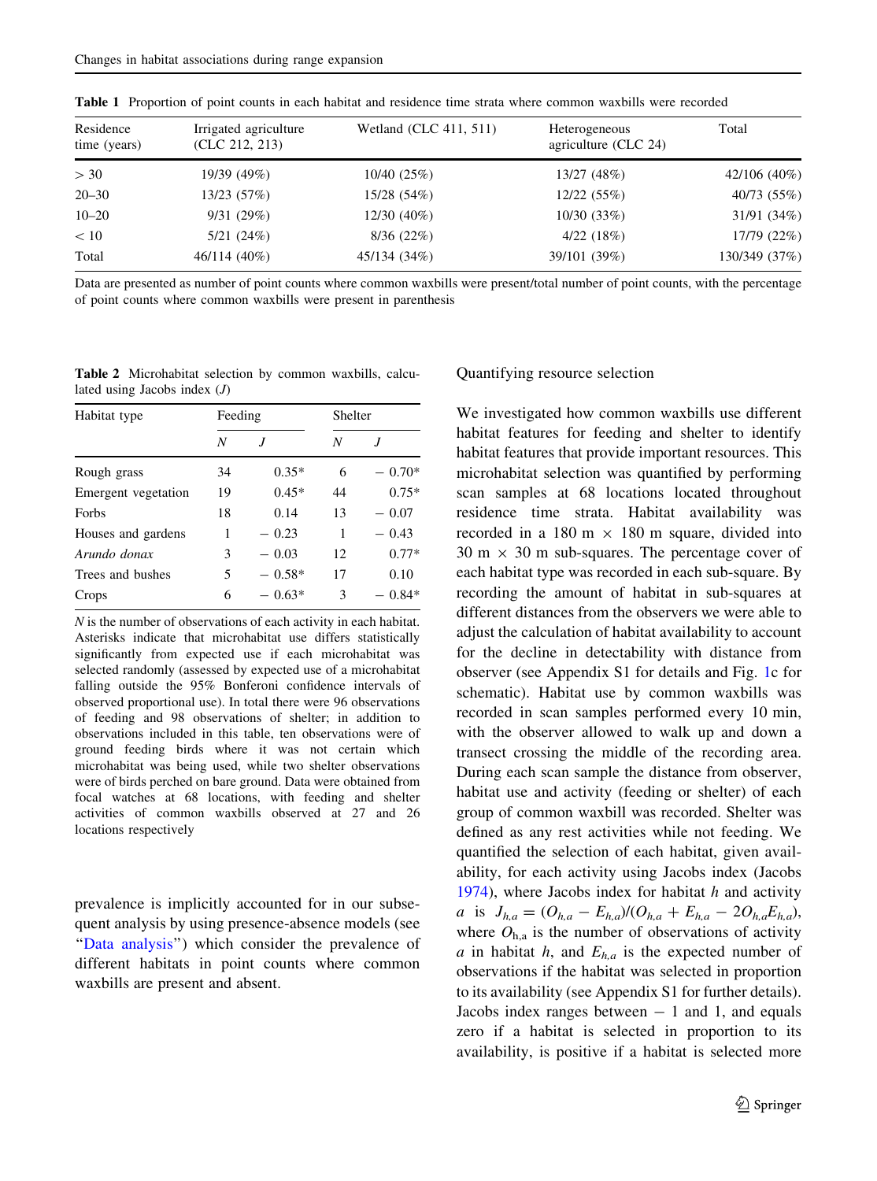**Table 1** Proportion of point counts in each habitat and residence time strata where common waxbills were recorded

| Residence time (years) | Irrigated agriculture (CLC 212, 213) | Wetland (CLC 411, 511) | Heterogeneous agriculture (CLC 24) | Total |
|---|---|---|---|---|
| > 30 | 19/39 (49%) | 10/40 (25%) | 13/27 (48%) | 42/106 (40%) |
| 20–30 | 13/23 (57%) | 15/28 (54%) | 12/22 (55%) | 40/73 (55%) |
| 10–20 | 9/31 (29%) | 12/30 (40%) | 10/30 (33%) | 31/91 (34%) |
| < 10 | 5/21 (24%) | 8/36 (22%) | 4/22 (18%) | 17/79 (22%) |
| Total | 46/114 (40%) | 45/134 (34%) | 39/101 (39%) | 130/349 (37%) |

Data are presented as number of point counts where common waxbills were present/total number of point counts, with the percentage of point counts where common waxbills were present in parenthesis

**Table 2** Microhabitat selection by common waxbills, calculated using Jacobs index (*J*)

| Habitat type | Feeding | | Shelter | |
|---|---|---|---|---|
| | *N* | *J* | *N* | *J* |
| Rough grass | 34 | 0.35* | 6 | − 0.70* |
| Emergent vegetation | 19 | 0.45* | 44 | 0.75* |
| Forbs | 18 | 0.14 | 13 | − 0.07 |
| Houses and gardens | 1 | − 0.23 | 1 | − 0.43 |
| *Arundo donax* | 3 | − 0.03 | 12 | 0.77* |
| Trees and bushes | 5 | − 0.58* | 17 | 0.10 |
| Crops | 6 | − 0.63* | 3 | − 0.84* |

*N* is the number of observations of each activity in each habitat. Asterisks indicate that microhabitat use differs statistically significantly from expected use if each microhabitat was selected randomly (assessed by expected use of a microhabitat falling outside the 95% Bonferoni confidence intervals of observed proportional use). In total there were 96 observations of feeding and 98 observations of shelter; in addition to observations included in this table, ten observations were of ground feeding birds where it was not certain which microhabitat was being used, while two shelter observations were of birds perched on bare ground. Data were obtained from focal watches at 68 locations, with feeding and shelter activities of common waxbills observed at 27 and 26 locations respectively

prevalence is implicitly accounted for in our subsequent analysis by using presence-absence models (see "Data analysis") which consider the prevalence of different habitats in point counts where common waxbills are present and absent.

### Quantifying resource selection

We investigated how common waxbills use different habitat features for feeding and shelter to identify habitat features that provide important resources. This microhabitat selection was quantified by performing scan samples at 68 locations located throughout residence time strata. Habitat availability was recorded in a 180 m × 180 m square, divided into 30 m × 30 m sub-squares. The percentage cover of each habitat type was recorded in each sub-square. By recording the amount of habitat in sub-squares at different distances from the observers we were able to adjust the calculation of habitat availability to account for the decline in detectability with distance from observer (see Appendix S1 for details and Fig. 1c for schematic). Habitat use by common waxbills was recorded in scan samples performed every 10 min, with the observer allowed to walk up and down a transect crossing the middle of the recording area. During each scan sample the distance from observer, habitat use and activity (feeding or shelter) of each group of common waxbill was recorded. Shelter was defined as any rest activities while not feeding. We quantified the selection of each habitat, given availability, for each activity using Jacobs index (Jacobs 1974), where Jacobs index for habitat $h$ and activity $a$ is $J_{h,a} = (O_{h,a} - E_{h,a})/(O_{h,a} + E_{h,a} - 2O_{h,a}E_{h,a})$, where $O_{h,a}$ is the number of observations of activity $a$ in habitat $h$, and $E_{h,a}$ is the expected number of observations if the habitat was selected in proportion to its availability (see Appendix S1 for further details). Jacobs index ranges between − 1 and 1, and equals zero if a habitat is selected in proportion to its availability, is positive if a habitat is selected more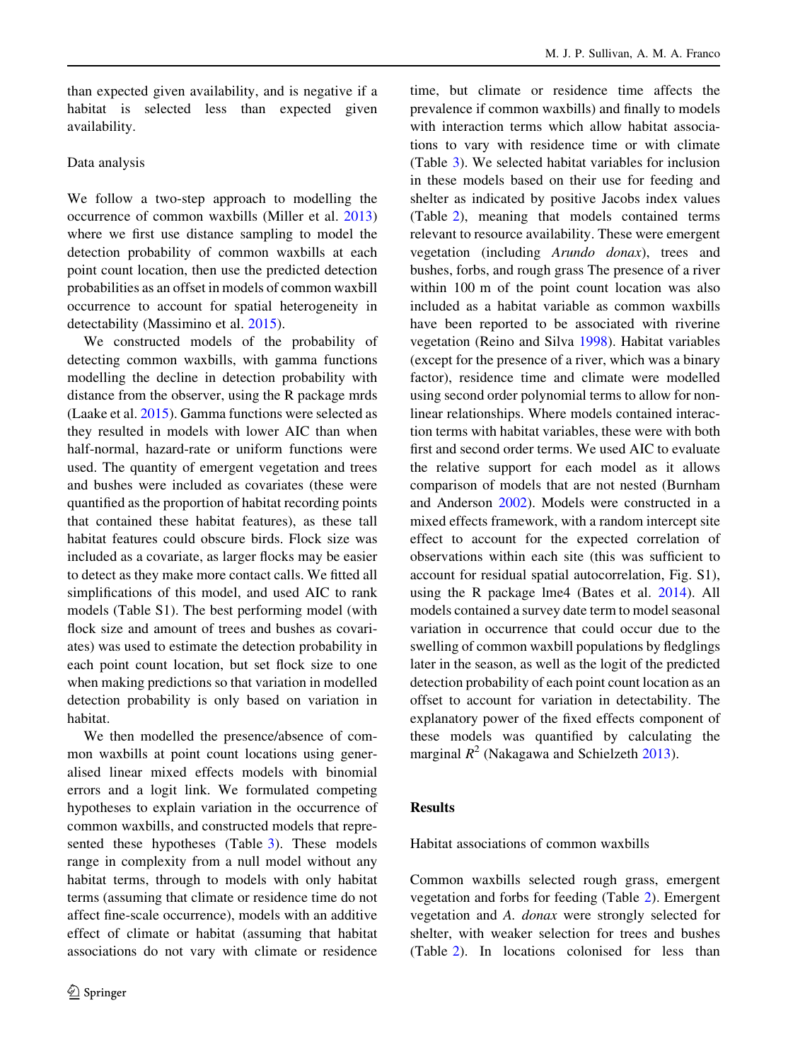than expected given availability, and is negative if a habitat is selected less than expected given availability.

### Data analysis

We follow a two-step approach to modelling the occurrence of common waxbills (Miller et al. 2013) where we first use distance sampling to model the detection probability of common waxbills at each point count location, then use the predicted detection probabilities as an offset in models of common waxbill occurrence to account for spatial heterogeneity in detectability (Massimino et al. 2015).

We constructed models of the probability of detecting common waxbills, with gamma functions modelling the decline in detection probability with distance from the observer, using the R package mrds (Laake et al. 2015). Gamma functions were selected as they resulted in models with lower AIC than when half-normal, hazard-rate or uniform functions were used. The quantity of emergent vegetation and trees and bushes were included as covariates (these were quantified as the proportion of habitat recording points that contained these habitat features), as these tall habitat features could obscure birds. Flock size was included as a covariate, as larger flocks may be easier to detect as they make more contact calls. We fitted all simplifications of this model, and used AIC to rank models (Table S1). The best performing model (with flock size and amount of trees and bushes as covariates) was used to estimate the detection probability in each point count location, but set flock size to one when making predictions so that variation in modelled detection probability is only based on variation in habitat.

We then modelled the presence/absence of common waxbills at point count locations using generalised linear mixed effects models with binomial errors and a logit link. We formulated competing hypotheses to explain variation in the occurrence of common waxbills, and constructed models that represented these hypotheses (Table 3). These models range in complexity from a null model without any habitat terms, through to models with only habitat terms (assuming that climate or residence time do not affect fine-scale occurrence), models with an additive effect of climate or habitat (assuming that habitat associations do not vary with climate or residence time, but climate or residence time affects the prevalence if common waxbills) and finally to models with interaction terms which allow habitat associations to vary with residence time or with climate (Table 3). We selected habitat variables for inclusion in these models based on their use for feeding and shelter as indicated by positive Jacobs index values (Table 2), meaning that models contained terms relevant to resource availability. These were emergent vegetation (including *Arundo donax*), trees and bushes, forbs, and rough grass The presence of a river within 100 m of the point count location was also included as a habitat variable as common waxbills have been reported to be associated with riverine vegetation (Reino and Silva 1998). Habitat variables (except for the presence of a river, which was a binary factor), residence time and climate were modelled using second order polynomial terms to allow for non-linear relationships. Where models contained interaction terms with habitat variables, these were with both first and second order terms. We used AIC to evaluate the relative support for each model as it allows comparison of models that are not nested (Burnham and Anderson 2002). Models were constructed in a mixed effects framework, with a random intercept site effect to account for the expected correlation of observations within each site (this was sufficient to account for residual spatial autocorrelation, Fig. S1), using the R package lme4 (Bates et al. 2014). All models contained a survey date term to model seasonal variation in occurrence that could occur due to the swelling of common waxbill populations by fledglings later in the season, as well as the logit of the predicted detection probability of each point count location as an offset to account for variation in detectability. The explanatory power of the fixed effects component of these models was quantified by calculating the marginal $R^2$ (Nakagawa and Schielzeth 2013).

## Results

### Habitat associations of common waxbills

Common waxbills selected rough grass, emergent vegetation and forbs for feeding (Table 2). Emergent vegetation and *A. donax* were strongly selected for shelter, with weaker selection for trees and bushes (Table 2). In locations colonised for less than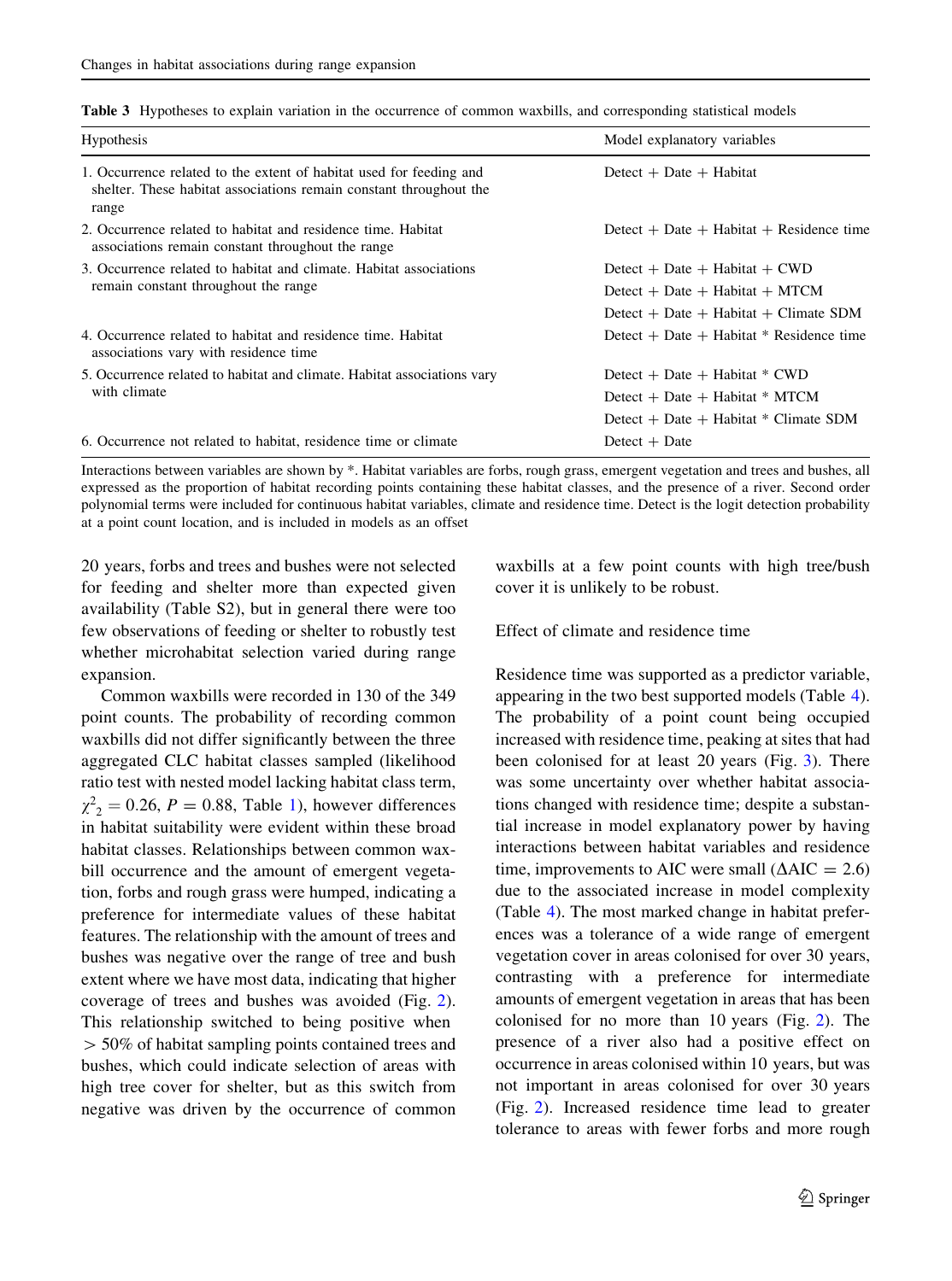**Table 3** Hypotheses to explain variation in the occurrence of common waxbills, and corresponding statistical models

| Hypothesis | Model explanatory variables |
| --- | --- |
| 1. Occurrence related to the extent of habitat used for feeding and shelter. These habitat associations remain constant throughout the range | Detect + Date + Habitat |
| 2. Occurrence related to habitat and residence time. Habitat associations remain constant throughout the range | Detect + Date + Habitat + Residence time |
| 3. Occurrence related to habitat and climate. Habitat associations remain constant throughout the range | Detect + Date + Habitat + CWD |
| | Detect + Date + Habitat + MTCM |
| | Detect + Date + Habitat + Climate SDM |
| 4. Occurrence related to habitat and residence time. Habitat associations vary with residence time | Detect + Date + Habitat * Residence time |
| 5. Occurrence related to habitat and climate. Habitat associations vary with climate | Detect + Date + Habitat * CWD |
| | Detect + Date + Habitat * MTCM |
| | Detect + Date + Habitat * Climate SDM |
| 6. Occurrence not related to habitat, residence time or climate | Detect + Date |

Interactions between variables are shown by *. Habitat variables are forbs, rough grass, emergent vegetation and trees and bushes, all expressed as the proportion of habitat recording points containing these habitat classes, and the presence of a river. Second order polynomial terms were included for continuous habitat variables, climate and residence time. Detect is the logit detection probability at a point count location, and is included in models as an offset

20 years, forbs and trees and bushes were not selected for feeding and shelter more than expected given availability (Table S2), but in general there were too few observations of feeding or shelter to robustly test whether microhabitat selection varied during range expansion.

Common waxbills were recorded in 130 of the 349 point counts. The probability of recording common waxbills did not differ significantly between the three aggregated CLC habitat classes sampled (likelihood ratio test with nested model lacking habitat class term, $\chi^2_2 = 0.26$, $P = 0.88$, Table 1), however differences in habitat suitability were evident within these broad habitat classes. Relationships between common waxbill occurrence and the amount of emergent vegetation, forbs and rough grass were humped, indicating a preference for intermediate values of these habitat features. The relationship with the amount of trees and bushes was negative over the range of tree and bush extent where we have most data, indicating that higher coverage of trees and bushes was avoided (Fig. 2). This relationship switched to being positive when $> 50\%$ of habitat sampling points contained trees and bushes, which could indicate selection of areas with high tree cover for shelter, but as this switch from negative was driven by the occurrence of common waxbills at a few point counts with high tree/bush cover it is unlikely to be robust.

Effect of climate and residence time

Residence time was supported as a predictor variable, appearing in the two best supported models (Table 4). The probability of a point count being occupied increased with residence time, peaking at sites that had been colonised for at least 20 years (Fig. 3). There was some uncertainty over whether habitat associations changed with residence time; despite a substantial increase in model explanatory power by having interactions between habitat variables and residence time, improvements to AIC were small ($\Delta$AIC $= 2.6$) due to the associated increase in model complexity (Table 4). The most marked change in habitat preferences was a tolerance of a wide range of emergent vegetation cover in areas colonised for over 30 years, contrasting with a preference for intermediate amounts of emergent vegetation in areas that has been colonised for no more than 10 years (Fig. 2). The presence of a river also had a positive effect on occurrence in areas colonised within 10 years, but was not important in areas colonised for over 30 years (Fig. 2). Increased residence time lead to greater tolerance to areas with fewer forbs and more rough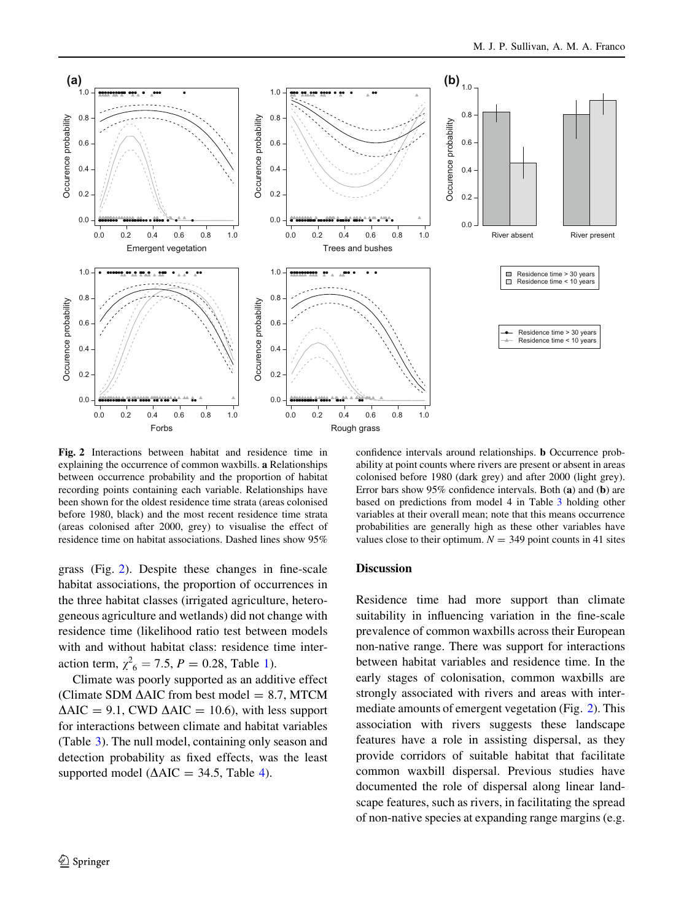**Fig. 2** Interactions between habitat and residence time in explaining the occurrence of common waxbills. **a** Relationships between occurrence probability and the proportion of habitat recording points containing each variable. Relationships have been shown for the oldest residence time strata (areas colonised before 1980, black) and the most recent residence time strata (areas colonised after 2000, grey) to visualise the effect of residence time on habitat associations. Dashed lines show 95% confidence intervals around relationships. **b** Occurrence probability at point counts where rivers are present or absent in areas colonised before 1980 (dark grey) and after 2000 (light grey). Error bars show 95% confidence intervals. Both (**a**) and (**b**) are based on predictions from model 4 in Table 3 holding other variables at their overall mean; note that this means occurrence probabilities are generally high as these other variables have values close to their optimum. $N = 349$ point counts in 41 sites

grass (Fig. 2). Despite these changes in fine-scale habitat associations, the proportion of occurrences in the three habitat classes (irrigated agriculture, heterogeneous agriculture and wetlands) did not change with residence time (likelihood ratio test between models with and without habitat class: residence time interaction term, $\chi^2_6 = 7.5$, $P = 0.28$, Table 1).

Climate was poorly supported as an additive effect (Climate SDM $\Delta$AIC from best model = 8.7, MTCM $\Delta$AIC = 9.1, CWD $\Delta$AIC = 10.6), with less support for interactions between climate and habitat variables (Table 3). The null model, containing only season and detection probability as fixed effects, was the least supported model ($\Delta$AIC = 34.5, Table 4).

## Discussion

Residence time had more support than climate suitability in influencing variation in the fine-scale prevalence of common waxbills across their European non-native range. There was support for interactions between habitat variables and residence time. In the early stages of colonisation, common waxbills are strongly associated with rivers and areas with intermediate amounts of emergent vegetation (Fig. 2). This association with rivers suggests these landscape features have a role in assisting dispersal, as they provide corridors of suitable habitat that facilitate common waxbill dispersal. Previous studies have documented the role of dispersal along linear landscape features, such as rivers, in facilitating the spread of non-native species at expanding range margins (e.g.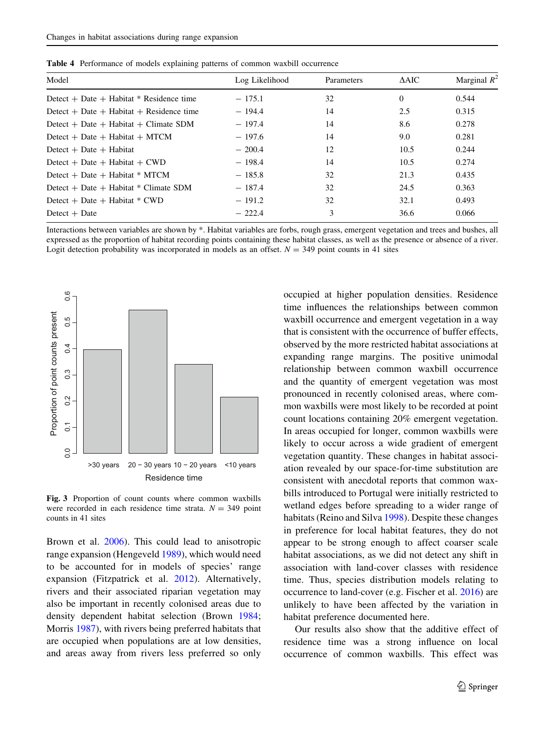**Table 4** Performance of models explaining patterns of common waxbill occurrence

| Model | Log Likelihood | Parameters | ΔAIC | Marginal $R^2$ |
|---|---|---|---|---|
| Detect + Date + Habitat * Residence time | − 175.1 | 32 | 0 | 0.544 |
| Detect + Date + Habitat + Residence time | − 194.4 | 14 | 2.5 | 0.315 |
| Detect + Date + Habitat + Climate SDM | − 197.4 | 14 | 8.6 | 0.278 |
| Detect + Date + Habitat + MTCM | − 197.6 | 14 | 9.0 | 0.281 |
| Detect + Date + Habitat | − 200.4 | 12 | 10.5 | 0.244 |
| Detect + Date + Habitat + CWD | − 198.4 | 14 | 10.5 | 0.274 |
| Detect + Date + Habitat * MTCM | − 185.8 | 32 | 21.3 | 0.435 |
| Detect + Date + Habitat * Climate SDM | − 187.4 | 32 | 24.5 | 0.363 |
| Detect + Date + Habitat * CWD | − 191.2 | 32 | 32.1 | 0.493 |
| Detect + Date | − 222.4 | 3 | 36.6 | 0.066 |

Interactions between variables are shown by *. Habitat variables are forbs, rough grass, emergent vegetation and trees and bushes, all expressed as the proportion of habitat recording points containing these habitat classes, as well as the presence or absence of a river. Logit detection probability was incorporated in models as an offset. $N = 349$ point counts in 41 sites

**Fig. 3** Proportion of count counts where common waxbills were recorded in each residence time strata. $N = 349$ point counts in 41 sites

Brown et al. 2006). This could lead to anisotropic range expansion (Hengeveld 1989), which would need to be accounted for in models of species' range expansion (Fitzpatrick et al. 2012). Alternatively, rivers and their associated riparian vegetation may also be important in recently colonised areas due to density dependent habitat selection (Brown 1984; Morris 1987), with rivers being preferred habitats that are occupied when populations are at low densities, and areas away from rivers less preferred so only occupied at higher population densities. Residence time influences the relationships between common waxbill occurrence and emergent vegetation in a way that is consistent with the occurrence of buffer effects, observed by the more restricted habitat associations at expanding range margins. The positive unimodal relationship between common waxbill occurrence and the quantity of emergent vegetation was most pronounced in recently colonised areas, where common waxbills were most likely to be recorded at point count locations containing 20% emergent vegetation. In areas occupied for longer, common waxbills were likely to occur across a wide gradient of emergent vegetation quantity. These changes in habitat association revealed by our space-for-time substitution are consistent with anecdotal reports that common waxbills introduced to Portugal were initially restricted to wetland edges before spreading to a wider range of habitats (Reino and Silva 1998). Despite these changes in preference for local habitat features, they do not appear to be strong enough to affect coarser scale habitat associations, as we did not detect any shift in association with land-cover classes with residence time. Thus, species distribution models relating to occurrence to land-cover (e.g. Fischer et al. 2016) are unlikely to have been affected by the variation in habitat preference documented here.

Our results also show that the additive effect of residence time was a strong influence on local occurrence of common waxbills. This effect was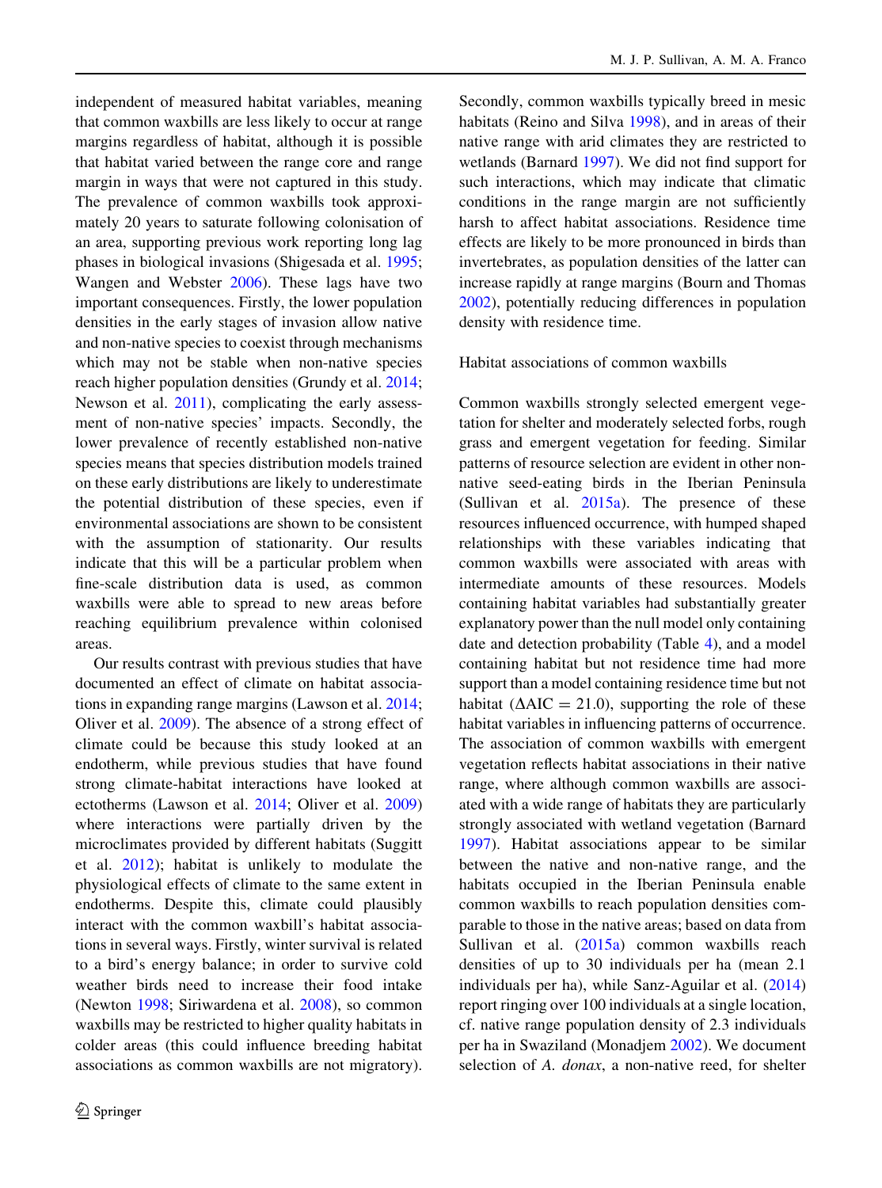independent of measured habitat variables, meaning that common waxbills are less likely to occur at range margins regardless of habitat, although it is possible that habitat varied between the range core and range margin in ways that were not captured in this study. The prevalence of common waxbills took approximately 20 years to saturate following colonisation of an area, supporting previous work reporting long lag phases in biological invasions (Shigesada et al. 1995; Wangen and Webster 2006). These lags have two important consequences. Firstly, the lower population densities in the early stages of invasion allow native and non-native species to coexist through mechanisms which may not be stable when non-native species reach higher population densities (Grundy et al. 2014; Newson et al. 2011), complicating the early assessment of non-native species' impacts. Secondly, the lower prevalence of recently established non-native species means that species distribution models trained on these early distributions are likely to underestimate the potential distribution of these species, even if environmental associations are shown to be consistent with the assumption of stationarity. Our results indicate that this will be a particular problem when fine-scale distribution data is used, as common waxbills were able to spread to new areas before reaching equilibium prevalence within colonised areas.

Our results contrast with previous studies that have documented an effect of climate on habitat associations in expanding range margins (Lawson et al. 2014; Oliver et al. 2009). The absence of a strong effect of climate could be because this study looked at an endotherm, while previous studies that have found strong climate-habitat interactions have looked at ectotherms (Lawson et al. 2014; Oliver et al. 2009) where interactions were partially driven by the microclimates provided by different habitats (Suggitt et al. 2012); habitat is unlikely to modulate the physiological effects of climate to the same extent in endotherms. Despite this, climate could plausibly interact with the common waxbill's habitat associations in several ways. Firstly, winter survival is related to a bird's energy balance; in order to survive cold weather birds need to increase their food intake (Newton 1998; Siriwardena et al. 2008), so common waxbills may be restricted to higher quality habitats in colder areas (this could influence breeding habitat associations as common waxbills are not migratory). Secondly, common waxbills typically breed in mesic habitats (Reino and Silva 1998), and in areas of their native range with arid climates they are restricted to wetlands (Barnard 1997). We did not find support for such interactions, which may indicate that climatic conditions in the range margin are not sufficiently harsh to affect habitat associations. Residence time effects are likely to be more pronounced in birds than invertebrates, as population densities of the latter can increase rapidly at range margins (Bourn and Thomas 2002), potentially reducing differences in population density with residence time.

## Habitat associations of common waxbills

Common waxbills strongly selected emergent vegetation for shelter and moderately selected forbs, rough grass and emergent vegetation for feeding. Similar patterns of resource selection are evident in other non-native seed-eating birds in the Iberian Peninsula (Sullivan et al. 2015a). The presence of these resources influenced occurrence, with humped shaped relationships with these variables indicating that common waxbills were associated with areas with intermediate amounts of these resources. Models containing habitat variables had substantially greater explanatory power than the null model only containing date and detection probability (Table 4), and a model containing habitat but not residence time had more support than a model containing residence time but not habitat ($\Delta AIC = 21.0$), supporting the role of these habitat variables in influencing patterns of occurrence. The association of common waxbills with emergent vegetation reflects habitat associations in their native range, where although common waxbills are associated with a wide range of habitats they are particularly strongly associated with wetland vegetation (Barnard 1997). Habitat associations appear to be similar between the native and non-native range, and the habitats occupied in the Iberian Peninsula enable common waxbills to reach population densities comparable to those in the native areas; based on data from Sullivan et al. (2015a) common waxbills reach densities of up to 30 individuals per ha (mean 2.1 individuals per ha), while Sanz-Aguilar et al. (2014) report ringing over 100 individuals at a single location, cf. native range population density of 2.3 individuals per ha in Swaziland (Monadjem 2002). We document selection of *A. donax*, a non-native reed, for shelter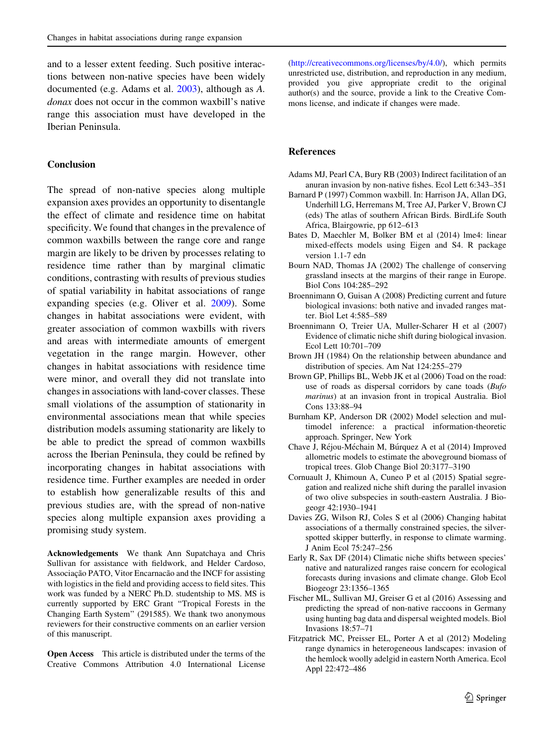and to a lesser extent feeding. Such positive interactions between non-native species have been widely documented (e.g. Adams et al. 2003), although as *A. donax* does not occur in the common waxbill's native range this association must have developed in the Iberian Peninsula.

## Conclusion

The spread of non-native species along multiple expansion axes provides an opportunity to disentangle the effect of climate and residence time on habitat specificity. We found that changes in the prevalence of common waxbills between the range core and range margin are likely to be driven by processes relating to residence time rather than by marginal climatic conditions, contrasting with results of previous studies of spatial variability in habitat associations of range expanding species (e.g. Oliver et al. 2009). Some changes in habitat associations were evident, with greater association of common waxbills with rivers and areas with intermediate amounts of emergent vegetation in the range margin. However, other changes in habitat associations with residence time were minor, and overall they did not translate into changes in associations with land-cover classes. These small violations of the assumption of stationarity in environmental associations mean that while species distribution models assuming stationarity are likely to be able to predict the spread of common waxbills across the Iberian Peninsula, they could be refined by incorporating changes in habitat associations with residence time. Further examples are needed in order to establish how generalizable results of this and previous studies are, with the spread of non-native species along multiple expansion axes providing a promising study system.

**Acknowledgements** We thank Ann Supatchaya and Chris Sullivan for assistance with fieldwork, and Helder Cardoso, Associação PATO, Vitor Encarnacão and the INCF for assisting with logistics in the field and providing access to field sites. This work was funded by a NERC Ph.D. studentship to MS. MS is currently supported by ERC Grant "Tropical Forests in the Changing Earth System" (291585). We thank two anonymous reviewers for their constructive comments on an earlier version of this manuscript.

**Open Access** This article is distributed under the terms of the Creative Commons Attribution 4.0 International License (http://creativecommons.org/licenses/by/4.0/), which permits unrestricted use, distribution, and reproduction in any medium, provided you give appropriate credit to the original author(s) and the source, provide a link to the Creative Commons license, and indicate if changes were made.

## References

Adams MJ, Pearl CA, Bury RB (2003) Indirect facilitation of an anuran invasion by non-native fishes. Ecol Lett 6:343–351

Barnard P (1997) Common waxbill. In: Harrison JA, Allan DG, Underhill LG, Herremans M, Tree AJ, Parker V, Brown CJ (eds) The atlas of southern African Birds. BirdLife South Africa, Blairgowrie, pp 612–613

Bates D, Maechler M, Bolker BM et al (2014) lme4: linear mixed-effects models using Eigen and S4. R package version 1.1-7 edn

Bourn NAD, Thomas JA (2002) The challenge of conserving grassland insects at the margins of their range in Europe. Biol Cons 104:285–292

Broennimann O, Guisan A (2008) Predicting current and future biological invasions: both native and invaded ranges matter. Biol Let 4:585–589

Broennimann O, Treier UA, Muller-Scharer H et al (2007) Evidence of climatic niche shift during biological invasion. Ecol Lett 10:701–709

Brown JH (1984) On the relationship between abundance and distribution of species. Am Nat 124:255–279

Brown GP, Phillips BL, Webb JK et al (2006) Toad on the road: use of roads as dispersal corridors by cane toads (*Bufo marinus*) at an invasion front in tropical Australia. Biol Cons 133:88–94

Burnham KP, Anderson DR (2002) Model selection and multimodel inference: a practical information-theoretic approach. Springer, New York

Chave J, Réjou-Méchain M, Búrquez A et al (2014) Improved allometric models to estimate the aboveground biomass of tropical trees. Glob Change Biol 20:3177–3190

Cornuault J, Khimoun A, Cuneo P et al (2015) Spatial segregation and realized niche shift during the parallel invasion of two olive subspecies in south-eastern Australia. J Biogeogr 42:1930–1941

Davies ZG, Wilson RJ, Coles S et al (2006) Changing habitat associations of a thermally constrained species, the silver-spotted skipper butterfly, in response to climate warming. J Anim Ecol 75:247–256

Early R, Sax DF (2014) Climatic niche shifts between species' native and naturalized ranges raise concern for ecological forecasts during invasions and climate change. Glob Ecol Biogeogr 23:1356–1365

Fischer ML, Sullivan MJ, Greiser G et al (2016) Assessing and predicting the spread of non-native raccoons in Germany using hunting bag data and dispersal weighted models. Biol Invasions 18:57–71

Fitzpatrick MC, Preisser EL, Porter A et al (2012) Modeling range dynamics in heterogeneous landscapes: invasion of the hemlock woolly adelgid in eastern North America. Ecol Appl 22:472–486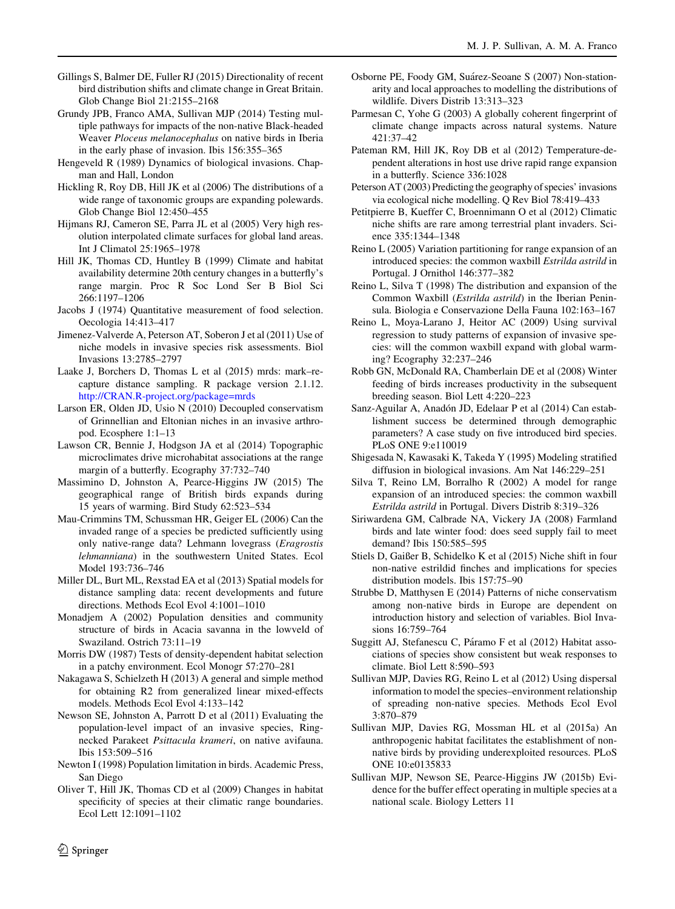Gillings S, Balmer DE, Fuller RJ (2015) Directionality of recent bird distribution shifts and climate change in Great Britain. Glob Change Biol 21:2155–2168

Grundy JPB, Franco AMA, Sullivan MJP (2014) Testing multiple pathways for impacts of the non-native Black-headed Weaver *Ploceus melanocephalus* on native birds in Iberia in the early phase of invasion. Ibis 156:355–365

Hengeveld R (1989) Dynamics of biological invasions. Chapman and Hall, London

Hickling R, Roy DB, Hill JK et al (2006) The distributions of a wide range of taxonomic groups are expanding polewards. Glob Change Biol 12:450–455

Hijmans RJ, Cameron SE, Parra JL et al (2005) Very high resolution interpolated climate surfaces for global land areas. Int J Climatol 25:1965–1978

Hill JK, Thomas CD, Huntley B (1999) Climate and habitat availability determine 20th century changes in a butterfly's range margin. Proc R Soc Lond Ser B Biol Sci 266:1197–1206

Jacobs J (1974) Quantitative measurement of food selection. Oecologia 14:413–417

Jimenez-Valverde A, Peterson AT, Soberon J et al (2011) Use of niche models in invasive species risk assessments. Biol Invasions 13:2785–2797

Laake J, Borchers D, Thomas L et al (2015) mrds: mark–recapture distance sampling. R package version 2.1.12. http://CRAN.R-project.org/package=mrds

Larson ER, Olden JD, Usio N (2010) Decoupled conservatism of Grinnellian and Eltonian niches in an invasive arthropod. Ecosphere 1:1–13

Lawson CR, Bennie J, Hodgson JA et al (2014) Topographic microclimates drive microhabitat associations at the range margin of a butterfly. Ecography 37:732–740

Massimino D, Johnston A, Pearce-Higgins JW (2015) The geographical range of British birds expands during 15 years of warming. Bird Study 62:523–534

Mau-Crimmins TM, Schussman HR, Geiger EL (2006) Can the invaded range of a species be predicted sufficiently using only native-range data? Lehmann lovegrass (*Eragrostis lehmanniana*) in the southwestern United States. Ecol Model 193:736–746

Miller DL, Burt ML, Rexstad EA et al (2013) Spatial models for distance sampling data: recent developments and future directions. Methods Ecol Evol 4:1001–1010

Monadjem A (2002) Population densities and community structure of birds in Acacia savanna in the lowveld of Swaziland. Ostrich 73:11–19

Morris DW (1987) Tests of density-dependent habitat selection in a patchy environment. Ecol Monogr 57:270–281

Nakagawa S, Schielzeth H (2013) A general and simple method for obtaining R2 from generalized linear mixed-effects models. Methods Ecol Evol 4:133–142

Newson SE, Johnston A, Parrott D et al (2011) Evaluating the population-level impact of an invasive species, Ring-necked Parakeet *Psittacula krameri*, on native avifauna. Ibis 153:509–516

Newton I (1998) Population limitation in birds. Academic Press, San Diego

Oliver T, Hill JK, Thomas CD et al (2009) Changes in habitat specificity of species at their climatic range boundaries. Ecol Lett 12:1091–1102

Osborne PE, Foody GM, Suárez-Seoane S (2007) Non-stationarity and local approaches to modelling the distributions of wildlife. Divers Distrib 13:313–323

Parmesan C, Yohe G (2003) A globally coherent fingerprint of climate change impacts across natural systems. Nature 421:37–42

Pateman RM, Hill JK, Roy DB et al (2012) Temperature-dependent alterations in host use drive rapid range expansion in a butterfly. Science 336:1028

Peterson AT (2003) Predicting the geography of species' invasions via ecological niche modelling. Q Rev Biol 78:419–433

Petitpierre B, Kueffer C, Broennimann O et al (2012) Climatic niche shifts are rare among terrestrial plant invaders. Science 335:1344–1348

Reino L (2005) Variation partitioning for range expansion of an introduced species: the common waxbill *Estrilda astrild* in Portugal. J Ornithol 146:377–382

Reino L, Silva T (1998) The distribution and expansion of the Common Waxbill (*Estrilda astrild*) in the Iberian Peninsula. Biologia e Conservazione Della Fauna 102:163–167

Reino L, Moya-Larano J, Heitor AC (2009) Using survival regression to study patterns of expansion of invasive species: will the common waxbill expand with global warming? Ecography 32:237–246

Robb GN, McDonald RA, Chamberlain DE et al (2008) Winter feeding of birds increases productivity in the subsequent breeding season. Biol Lett 4:220–223

Sanz-Aguilar A, Anadón JD, Edelaar P et al (2014) Can establishment success be determined through demographic parameters? A case study on five introduced bird species. PLoS ONE 9:e110019

Shigesada N, Kawasaki K, Takeda Y (1995) Modeling stratified diffusion in biological invasions. Am Nat 146:229–251

Silva T, Reino LM, Borralho R (2002) A model for range expansion of an introduced species: the common waxbill *Estrilda astrild* in Portugal. Divers Distrib 8:319–326

Siriwardena GM, Calbrade NA, Vickery JA (2008) Farmland birds and late winter food: does seed supply fail to meet demand? Ibis 150:585–595

Stiels D, Gaißer B, Schidelko K et al (2015) Niche shift in four non-native estrildid finches and implications for species distribution models. Ibis 157:75–90

Strubbe D, Matthysen E (2014) Patterns of niche conservatism among non-native birds in Europe are dependent on introduction history and selection of variables. Biol Invasions 16:759–764

Suggitt AJ, Stefanescu C, Páramo F et al (2012) Habitat associations of species show consistent but weak responses to climate. Biol Lett 8:590–593

Sullivan MJP, Davies RG, Reino L et al (2012) Using dispersal information to model the species–environment relationship of spreading non-native species. Methods Ecol Evol 3:870–879

Sullivan MJP, Davies RG, Mossman HL et al (2015a) An anthropogenic habitat facilitates the establishment of non-native birds by providing underexploited resources. PLoS ONE 10:e0135833

Sullivan MJP, Newson SE, Pearce-Higgins JW (2015b) Evidence for the buffer effect operating in multiple species at a national scale. Biology Letters 11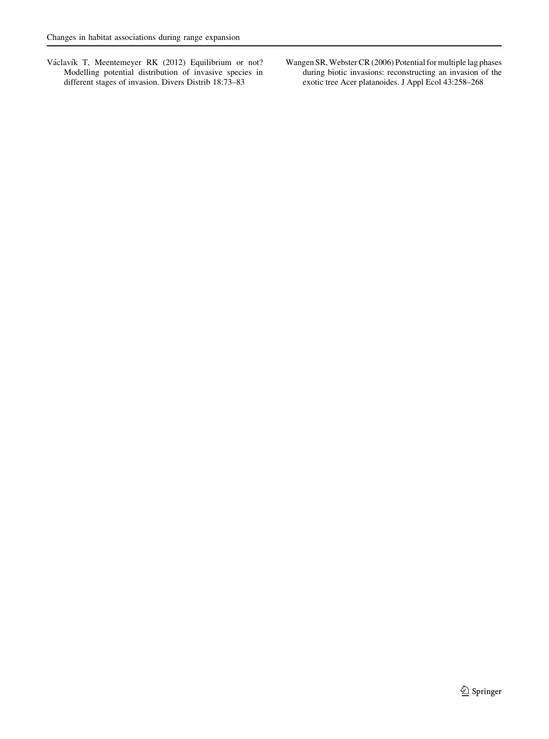Václavík T, Meentemeyer RK (2012) Equilibrium or not? Modelling potential distribution of invasive species in different stages of invasion. Divers Distrib 18:73–83

Wangen SR, Webster CR (2006) Potential for multiple lag phases during biotic invasions: reconstructing an invasion of the exotic tree Acer platanoides. J Appl Ecol 43:258–268